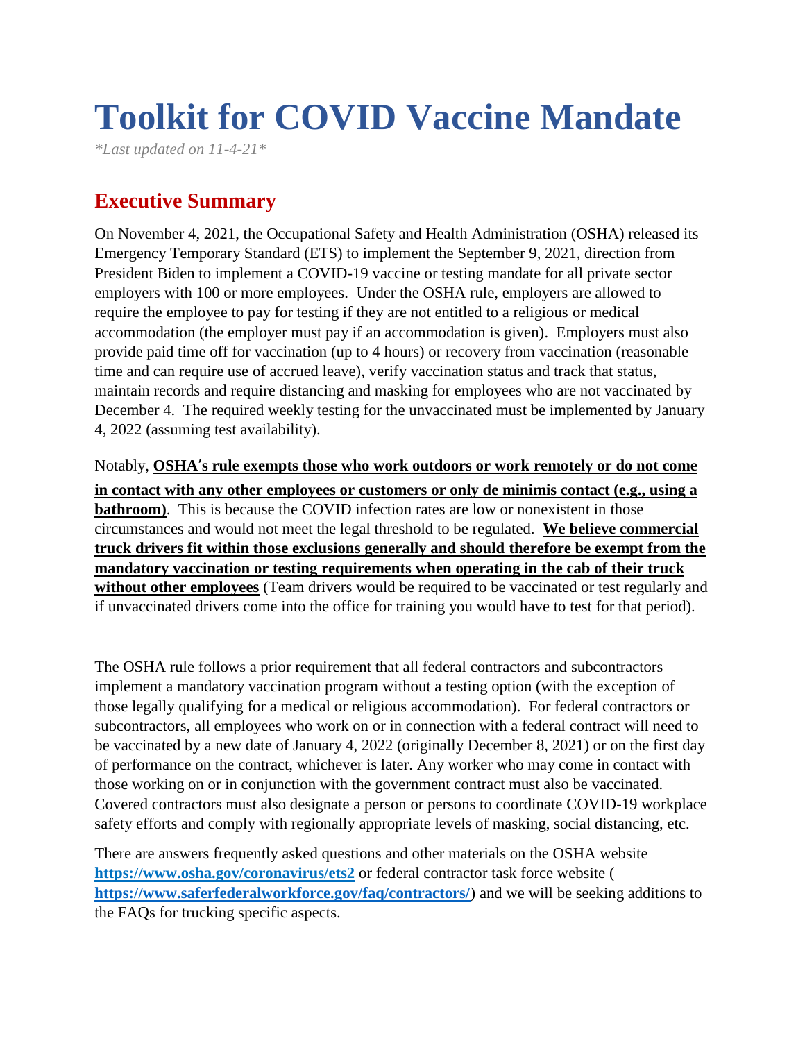# Toolkit for COVID Vaccine Mandate

*\*Last updated on 11-4-21\**

## Executive Summary

On November 4, 2021, the Occupational Safety and Health Administration (OSHA) released its Emergency Temporary Standard (ETS) to implement the September 9, 2021, direction from President Biden to implement a COVID-19 vaccine or testing mandate for all private sector employers with 100 or more employees. Under the OSHA rule, employers are allowed to require the employee to pay for testing if they are not entitled to a religious or medical accommodation (the employer must pay if an accommodation is given). Employers must also provide paid time off for vaccination (up to 4 hours) or recovery from vaccination (reasonable time and can require use of accrued leave), verify vaccination status and track that status, maintain records and require distancing and masking for employees who are not vaccinated by December 4. The required weekly testing for the unvaccinated must be implemented by January 4, 2022 (assuming test availability).

Notably, **OSHA's rule exempts those who work outdoors or work remotely or do not come in contact with any other employees or customers or only de minimis contact (e.g., using a bathroom)**. This is because the COVID infection rates are low or nonexistent in those circumstances and would not meet the legal threshold to be regulated. **We believe commercial truck drivers fit within those exclusions generally and should therefore be exempt from the mandatory vaccination or testing requirements when operating in the cab of their truck without other employees** (Team drivers would be required to be vaccinated or test regularly and if unvaccinated drivers come into the office for training you would have to test for that period).

The OSHA rule follows a prior requirement that all federal contractors and subcontractors implement a mandatory vaccination program without a testing option (with the exception of those legally qualifying for a medical or religious accommodation). For federal contractors or subcontractors, all employees who work on or in connection with a federal contract will need to be vaccinated by a new date of January 4, 2022 (originally December 8, 2021) or on the first day of performance on the contract, whichever is later. Any worker who may come in contact with those working on or in conjunction with the government contract must also be vaccinated. Covered contractors must also designate a person or persons to coordinate COVID-19 workplace safety efforts and comply with regionally appropriate levels of masking, social distancing, etc.

There are answers frequently asked questions and other materials on the OSHA website **https://www.osha.gov/coronavirus/ets2** or federal contractor task force website ( **https://www.saferfederalworkforce.gov/faq/contractors/**) and we will be seeking additions to the FAQs for trucking specific aspects.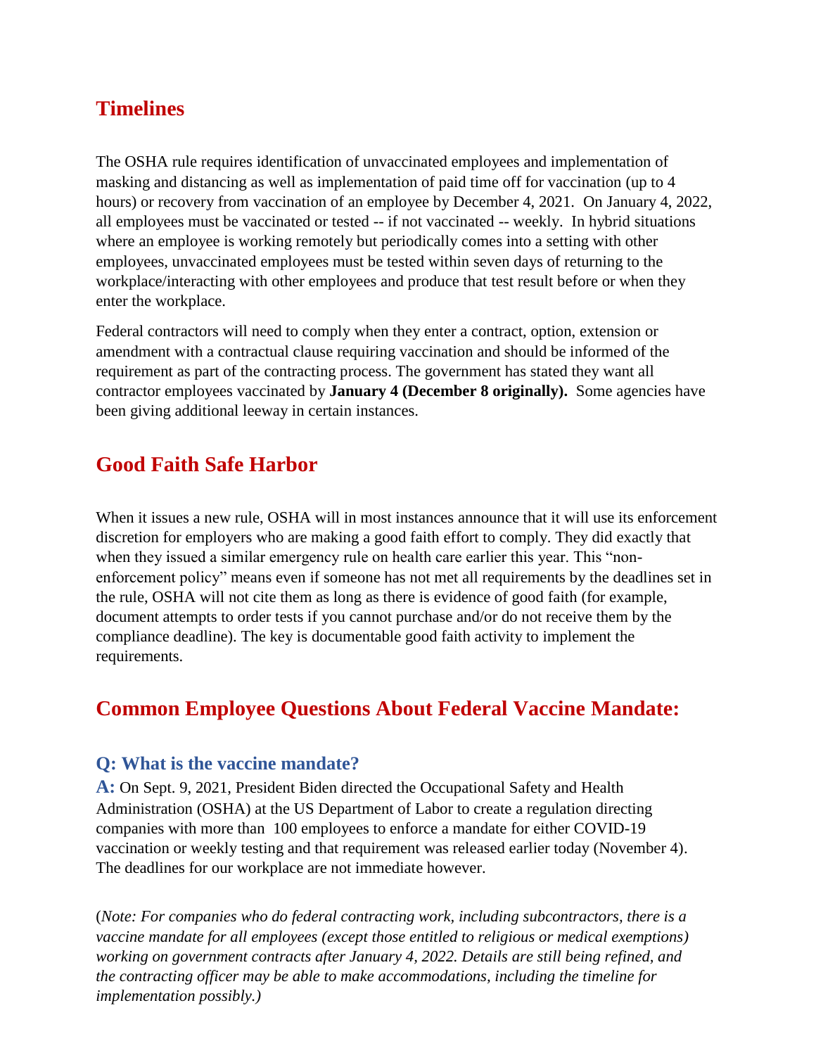## Timelines

The OSHA rule requires identification of unvaccinated employees and implementation of masking and distancing as well as implementation of paid time off for vaccination (up to 4 hours) or recovery from vaccination of an employee by December 4, 2021. On January 4, 2022, all employees must be vaccinated or tested -- if not vaccinated -- weekly. In hybrid situations where an employee is working remotely but periodically comes into a setting with other employees, unvaccinated employees must be tested within seven days of returning to the workplace/interacting with other employees and produce that test result before or when they enter the workplace.

Federal contractors will need to comply when they enter a contract, option, extension or amendment with a contractual clause requiring vaccination and should be informed of the requirement as part of the contracting process. The government has stated they want all contractor employees vaccinated by **January 4 (December 8 originally).** Some agencies have been giving additional leeway in certain instances.

## Good Faith Safe Harbor

When it issues a new rule, OSHA will in most instances announce that it will use its enforcement discretion for employers who are making a good faith effort to comply. They did exactly that when they issued a similar emergency rule on health care earlier this year. This "non-enforcement policy" means even if someone has not met all requirements by the deadlines set in the rule, OSHA will not cite them as long as there is evidence of good faith (for example, document attempts to order tests if you cannot purchase and/or do not receive them by the compliance deadline). The key is documentable good faith activity to implement the requirements.

## Common Employee Questions About Federal Vaccine Mandate:

### Q: What is the vaccine mandate?

**A:** On Sept. 9, 2021, President Biden directed the Occupational Safety and Health Administration (OSHA) at the US Department of Labor to create a regulation directing companies with more than 100 employees to enforce a mandate for either COVID-19 vaccination or weekly testing and that requirement was released earlier today (November 4). The deadlines for our workplace are not immediate however.

(*Note: For companies who do federal contracting work, including subcontractors, there is a vaccine mandate for all employees (except those entitled to religious or medical exemptions) working on government contracts after January 4, 2022. Details are still being refined, and the contracting officer may be able to make accommodations, including the timeline for implementation possibly.)*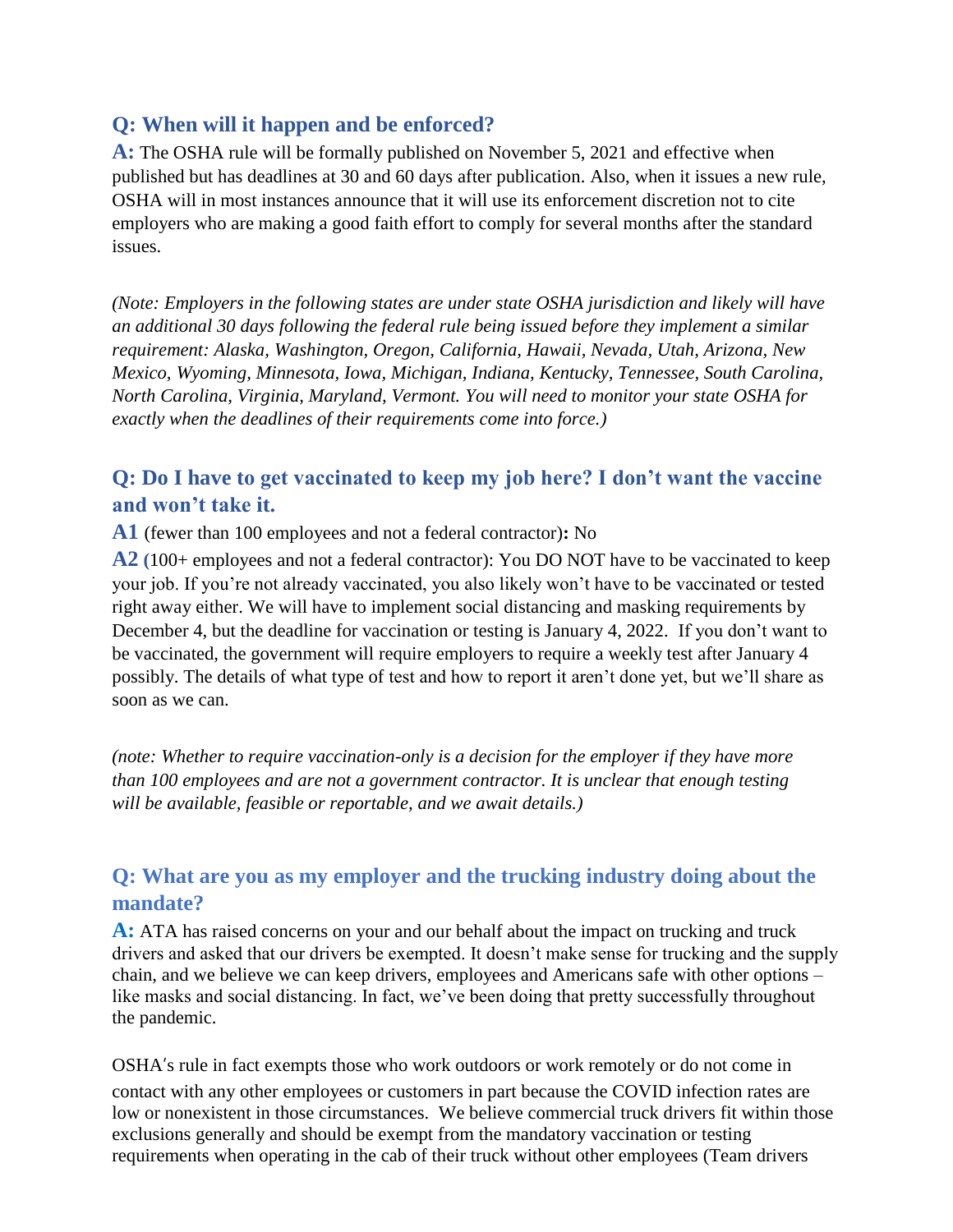## Q: When will it happen and be enforced?

**A:** The OSHA rule will be formally published on November 5, 2021 and effective when published but has deadlines at 30 and 60 days after publication. Also, when it issues a new rule, OSHA will in most instances announce that it will use its enforcement discretion not to cite employers who are making a good faith effort to comply for several months after the standard issues.

*(Note: Employers in the following states are under state OSHA jurisdiction and likely will have an additional 30 days following the federal rule being issued before they implement a similar requirement: Alaska, Washington, Oregon, California, Hawaii, Nevada, Utah, Arizona, New Mexico, Wyoming, Minnesota, Iowa, Michigan, Indiana, Kentucky, Tennessee, South Carolina, North Carolina, Virginia, Maryland, Vermont. You will need to monitor your state OSHA for exactly when the deadlines of their requirements come into force.)*

## Q: Do I have to get vaccinated to keep my job here? I don't want the vaccine and won't take it.

**A1** (fewer than 100 employees and not a federal contractor)**:** No

**A2** (100+ employees and not a federal contractor): You DO NOT have to be vaccinated to keep your job. If you're not already vaccinated, you also likely won't have to be vaccinated or tested right away either. We will have to implement social distancing and masking requirements by December 4, but the deadline for vaccination or testing is January 4, 2022. If you don't want to be vaccinated, the government will require employers to require a weekly test after January 4 possibly. The details of what type of test and how to report it aren't done yet, but we'll share as soon as we can.

*(note: Whether to require vaccination-only is a decision for the employer if they have more than 100 employees and are not a government contractor. It is unclear that enough testing will be available, feasible or reportable, and we await details.)*

## Q: What are you as my employer and the trucking industry doing about the mandate?

**A:** ATA has raised concerns on your and our behalf about the impact on trucking and truck drivers and asked that our drivers be exempted. It doesn't make sense for trucking and the supply chain, and we believe we can keep drivers, employees and Americans safe with other options – like masks and social distancing. In fact, we've been doing that pretty successfully throughout the pandemic.

OSHA′s rule in fact exempts those who work outdoors or work remotely or do not come in contact with any other employees or customers in part because the COVID infection rates are low or nonexistent in those circumstances. We believe commercial truck drivers fit within those exclusions generally and should be exempt from the mandatory vaccination or testing requirements when operating in the cab of their truck without other employees (Team drivers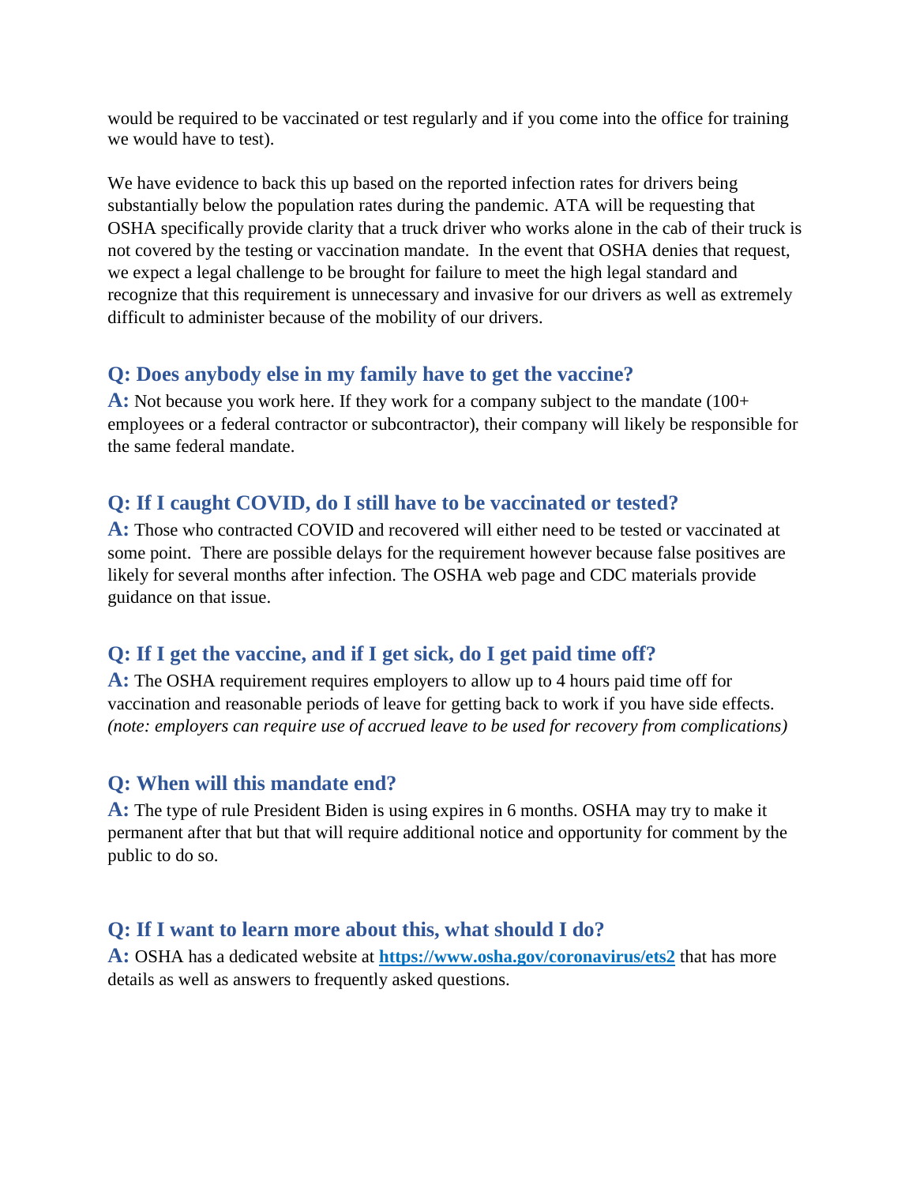would be required to be vaccinated or test regularly and if you come into the office for training we would have to test).

We have evidence to back this up based on the reported infection rates for drivers being substantially below the population rates during the pandemic. ATA will be requesting that OSHA specifically provide clarity that a truck driver who works alone in the cab of their truck is not covered by the testing or vaccination mandate. In the event that OSHA denies that request, we expect a legal challenge to be brought for failure to meet the high legal standard and recognize that this requirement is unnecessary and invasive for our drivers as well as extremely difficult to administer because of the mobility of our drivers.

### Q: Does anybody else in my family have to get the vaccine?

**A:** Not because you work here. If they work for a company subject to the mandate (100+ employees or a federal contractor or subcontractor), their company will likely be responsible for the same federal mandate.

### Q: If I caught COVID, do I still have to be vaccinated or tested?

**A:** Those who contracted COVID and recovered will either need to be tested or vaccinated at some point. There are possible delays for the requirement however because false positives are likely for several months after infection. The OSHA web page and CDC materials provide guidance on that issue.

### Q: If I get the vaccine, and if I get sick, do I get paid time off?

**A:** The OSHA requirement requires employers to allow up to 4 hours paid time off for vaccination and reasonable periods of leave for getting back to work if you have side effects. *(note: employers can require use of accrued leave to be used for recovery from complications)*

### Q: When will this mandate end?

**A:** The type of rule President Biden is using expires in 6 months. OSHA may try to make it permanent after that but that will require additional notice and opportunity for comment by the public to do so.

### Q: If I want to learn more about this, what should I do?

**A:** OSHA has a dedicated website at **[https://www.osha.gov/coronavirus/ets2](https://www.osha.gov/coronavirus/ets2)** that has more details as well as answers to frequently asked questions.